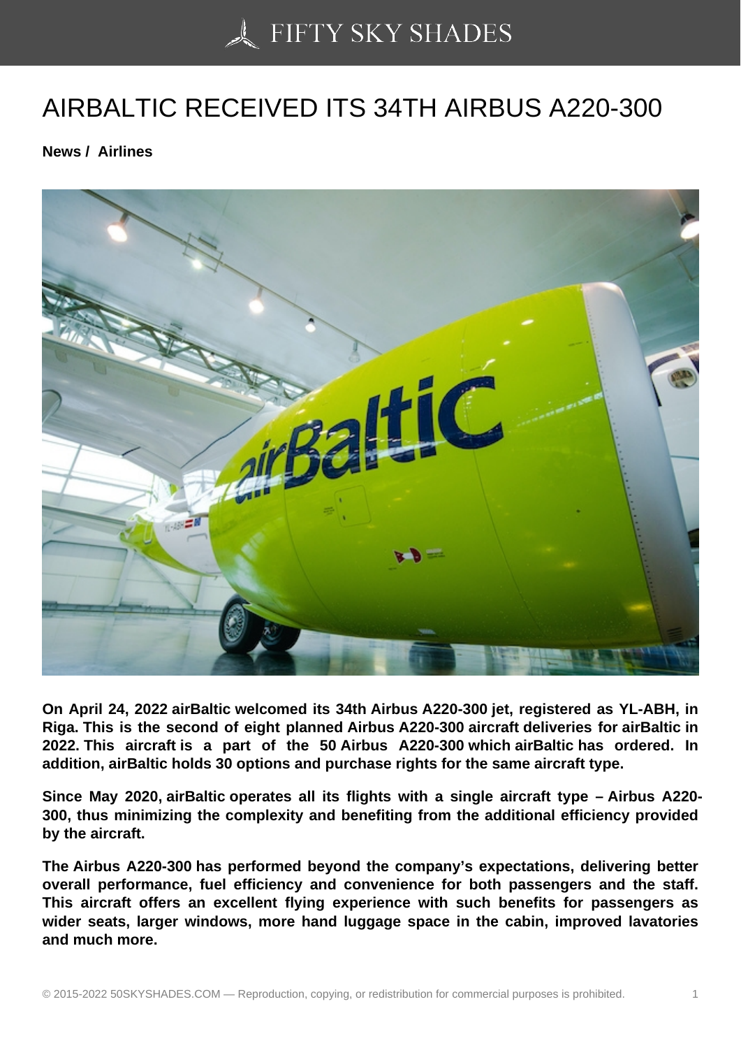# AIRBALTIC RECEIVED ITS 34TH AIRBUS A220-300

**News / Airlines**

**On April 24, 2022 airBaltic welcomed its 34th Airbus A220-300 jet, registered as YL-ABH, in Riga. This is the second of eight planned Airbus A220-300 aircraft deliveries for airBaltic in 2022. This aircraft is a part of the 50 Airbus A220-300 which airBaltic has ordered. In addition, airBaltic holds 30 options and purchase rights for the same aircraft type.**

**Since May 2020, airBaltic operates all its flights with a single aircraft type – Airbus A220-300, thus minimizing the complexity and benefiting from the additional efficiency provided by the aircraft.**

**The Airbus A220-300 has performed beyond the company's expectations, delivering better overall performance, fuel efficiency and convenience for both passengers and the staff. This aircraft offers an excellent flying experience with such benefits for passengers as wider seats, larger windows, more hand luggage space in the cabin, improved lavatories and much more.**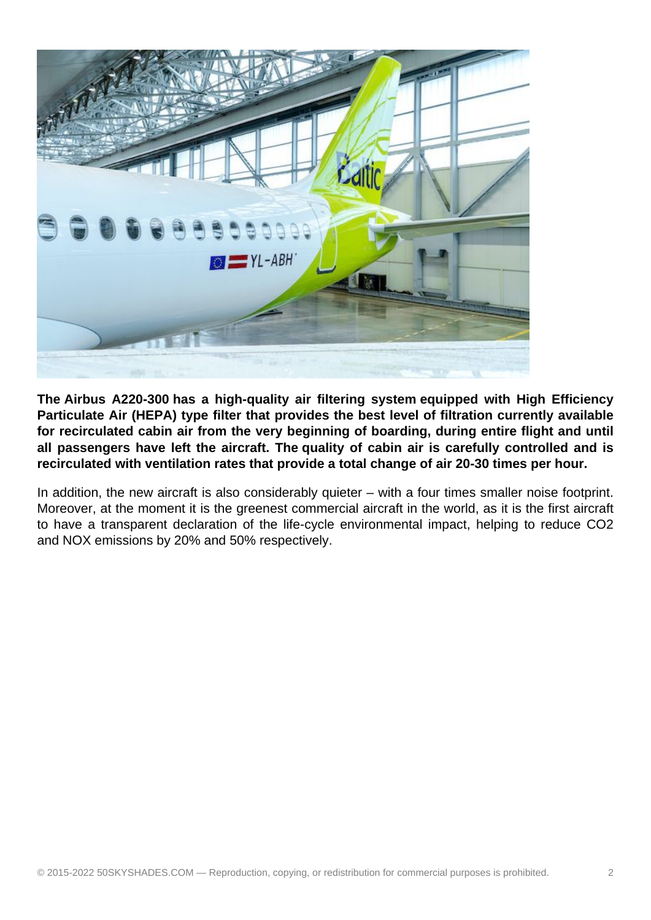**The Airbus A220-300 has a high-quality air filtering system equipped with High Efficiency Particulate Air (HEPA) type filter that provides the best level of filtration currently available for recirculated cabin air from the very beginning of boarding, during entire flight and until all passengers have left the aircraft. The quality of cabin air is carefully controlled and is recirculated with ventilation rates that provide a total change of air 20-30 times per hour.**

In addition, the new aircraft is also considerably quieter – with a four times smaller noise footprint. Moreover, at the moment it is the greenest commercial aircraft in the world, as it is the first aircraft to have a transparent declaration of the life-cycle environmental impact, helping to reduce $CO_2$ and $NO_X$ emissions by 20% and 50% respectively.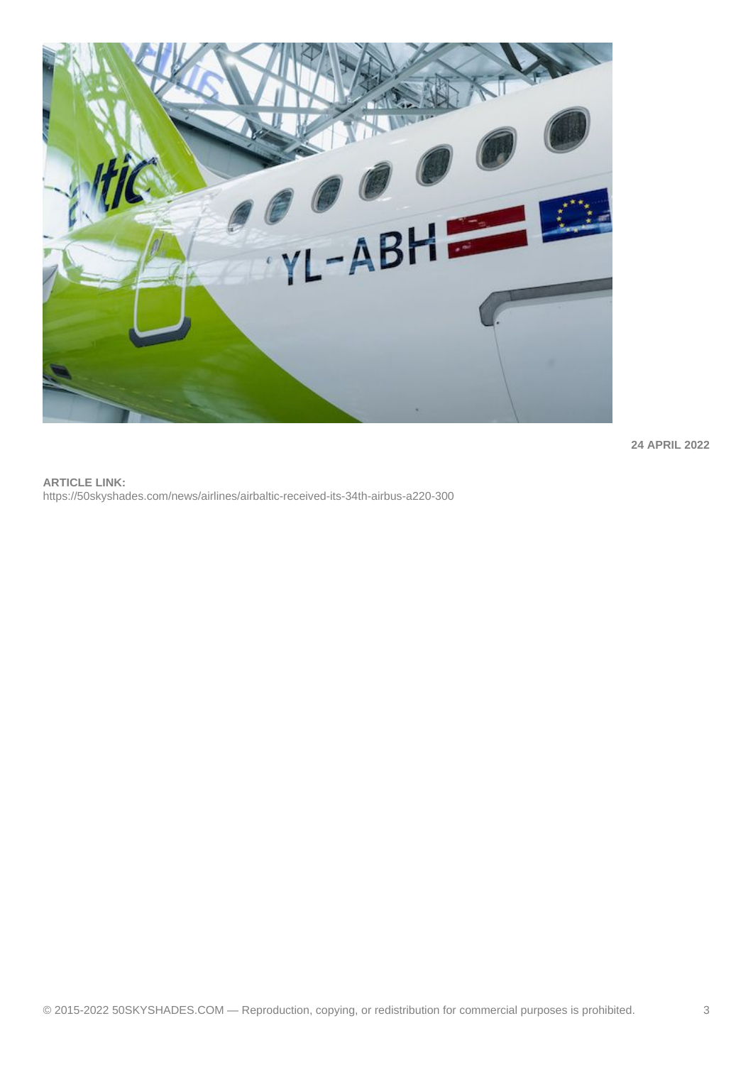**24 APRIL 2022**

**ARTICLE LINK:**
https://50skyshades.com/news/airlines/airbaltic-received-its-34th-airbus-a220-300